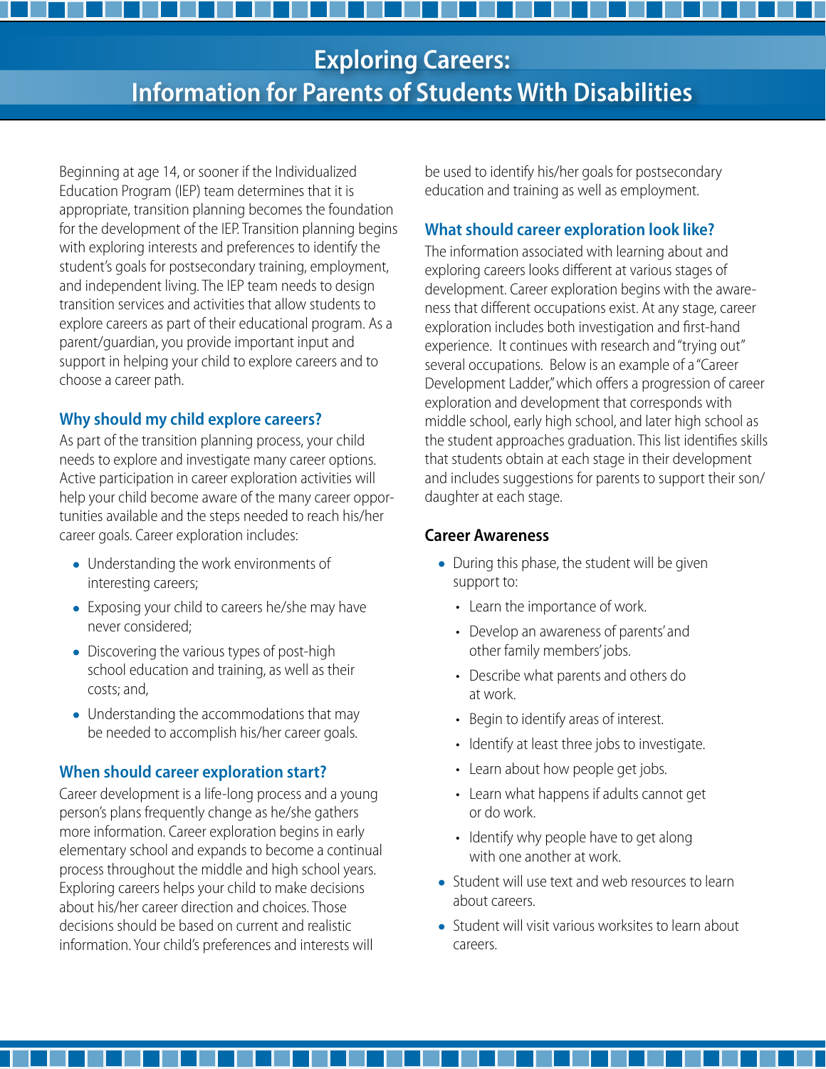# Exploring Careers: Information for Parents of Students With Disabilities

Beginning at age 14, or sooner if the Individualized Education Program (IEP) team determines that it is appropriate, transition planning becomes the foundation for the development of the IEP. Transition planning begins with exploring interests and preferences to identify the student's goals for postsecondary training, employment, and independent living. The IEP team needs to design transition services and activities that allow students to explore careers as part of their educational program. As a parent/guardian, you provide important input and support in helping your child to explore careers and to choose a career path.

## Why should my child explore careers?

As part of the transition planning process, your child needs to explore and investigate many career options. Active participation in career exploration activities will help your child become aware of the many career opportunities available and the steps needed to reach his/her career goals. Career exploration includes:

- Understanding the work environments of interesting careers;
- Exposing your child to careers he/she may have never considered;
- Discovering the various types of post-high school education and training, as well as their costs; and,
- Understanding the accommodations that may be needed to accomplish his/her career goals.

## When should career exploration start?

Career development is a life-long process and a young person's plans frequently change as he/she gathers more information. Career exploration begins in early elementary school and expands to become a continual process throughout the middle and high school years. Exploring careers helps your child to make decisions about his/her career direction and choices. Those decisions should be based on current and realistic information. Your child's preferences and interests will be used to identify his/her goals for postsecondary education and training as well as employment.

## What should career exploration look like?

The information associated with learning about and exploring careers looks different at various stages of development. Career exploration begins with the awareness that different occupations exist. At any stage, career exploration includes both investigation and first-hand experience. It continues with research and "trying out" several occupations. Below is an example of a "Career Development Ladder," which offers a progression of career exploration and development that corresponds with middle school, early high school, and later high school as the student approaches graduation. This list identifies skills that students obtain at each stage in their development and includes suggestions for parents to support their son/daughter at each stage.

### Career Awareness

- During this phase, the student will be given support to:
  - Learn the importance of work.
  - Develop an awareness of parents' and other family members' jobs.
  - Describe what parents and others do at work.
  - Begin to identify areas of interest.
  - Identify at least three jobs to investigate.
  - Learn about how people get jobs.
  - Learn what happens if adults cannot get or do work.
  - Identify why people have to get along with one another at work.
- Student will use text and web resources to learn about careers.
- Student will visit various worksites to learn about careers.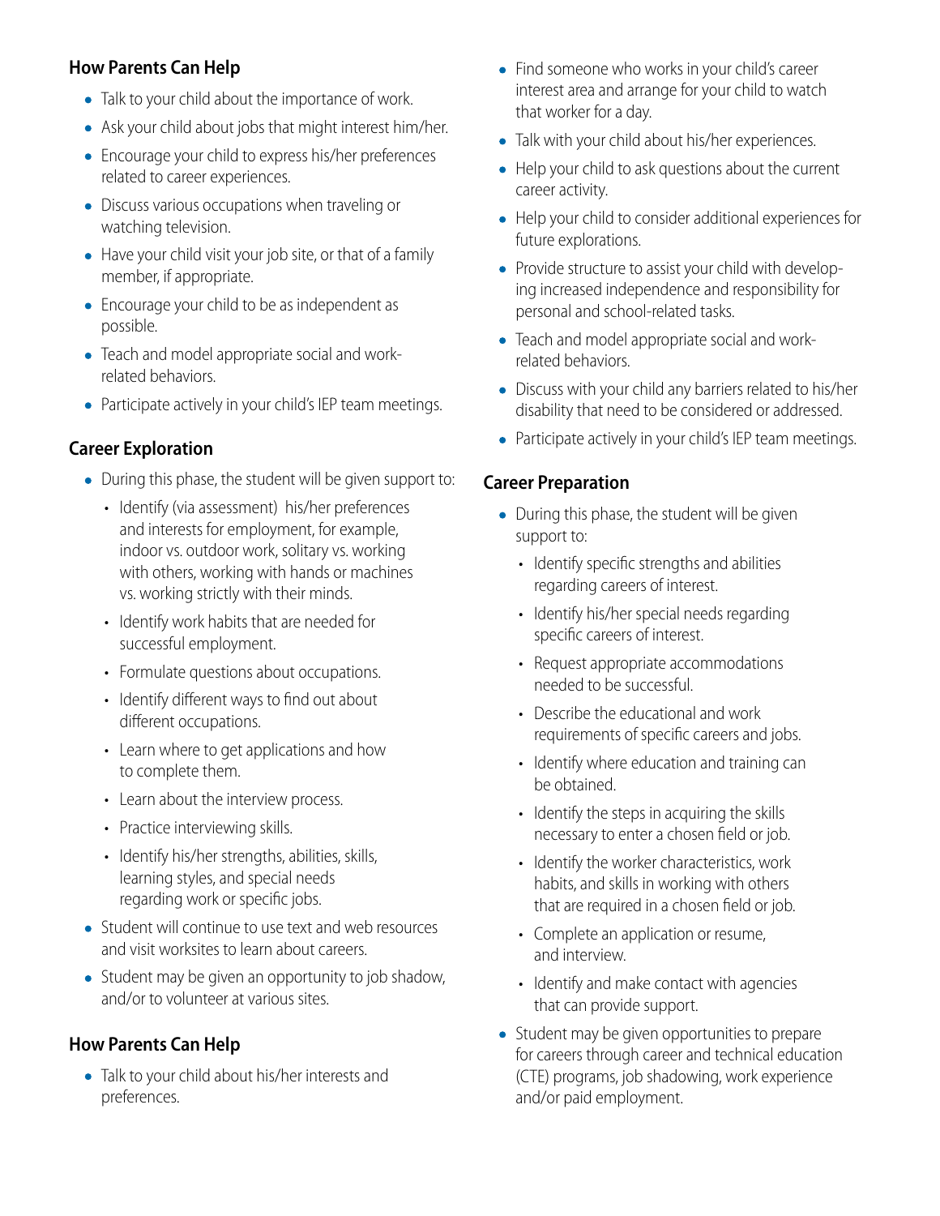## How Parents Can Help

- Talk to your child about the importance of work.
- Ask your child about jobs that might interest him/her.
- Encourage your child to express his/her preferences related to career experiences.
- Discuss various occupations when traveling or watching television.
- Have your child visit your job site, or that of a family member, if appropriate.
- Encourage your child to be as independent as possible.
- Teach and model appropriate social and work-related behaviors.
- Participate actively in your child's IEP team meetings.

## Career Exploration

- During this phase, the student will be given support to:
  - Identify (via assessment) his/her preferences and interests for employment, for example, indoor vs. outdoor work, solitary vs. working with others, working with hands or machines vs. working strictly with their minds.
  - Identify work habits that are needed for successful employment.
  - Formulate questions about occupations.
  - Identify different ways to find out about different occupations.
  - Learn where to get applications and how to complete them.
  - Learn about the interview process.
  - Practice interviewing skills.
  - Identify his/her strengths, abilities, skills, learning styles, and special needs regarding work or specific jobs.
- Student will continue to use text and web resources and visit worksites to learn about careers.
- Student may be given an opportunity to job shadow, and/or to volunteer at various sites.

## How Parents Can Help

- Talk to your child about his/her interests and preferences.
- Find someone who works in your child's career interest area and arrange for your child to watch that worker for a day.
- Talk with your child about his/her experiences.
- Help your child to ask questions about the current career activity.
- Help your child to consider additional experiences for future explorations.
- Provide structure to assist your child with developing increased independence and responsibility for personal and school-related tasks.
- Teach and model appropriate social and work-related behaviors.
- Discuss with your child any barriers related to his/her disability that need to be considered or addressed.
- Participate actively in your child's IEP team meetings.

## Career Preparation

- During this phase, the student will be given support to:
  - Identify specific strengths and abilities regarding careers of interest.
  - Identify his/her special needs regarding specific careers of interest.
  - Request appropriate accommodations needed to be successful.
  - Describe the educational and work requirements of specific careers and jobs.
  - Identify where education and training can be obtained.
  - Identify the steps in acquiring the skills necessary to enter a chosen field or job.
  - Identify the worker characteristics, work habits, and skills in working with others that are required in a chosen field or job.
  - Complete an application or resume, and interview.
  - Identify and make contact with agencies that can provide support.
- Student may be given opportunities to prepare for careers through career and technical education (CTE) programs, job shadowing, work experience and/or paid employment.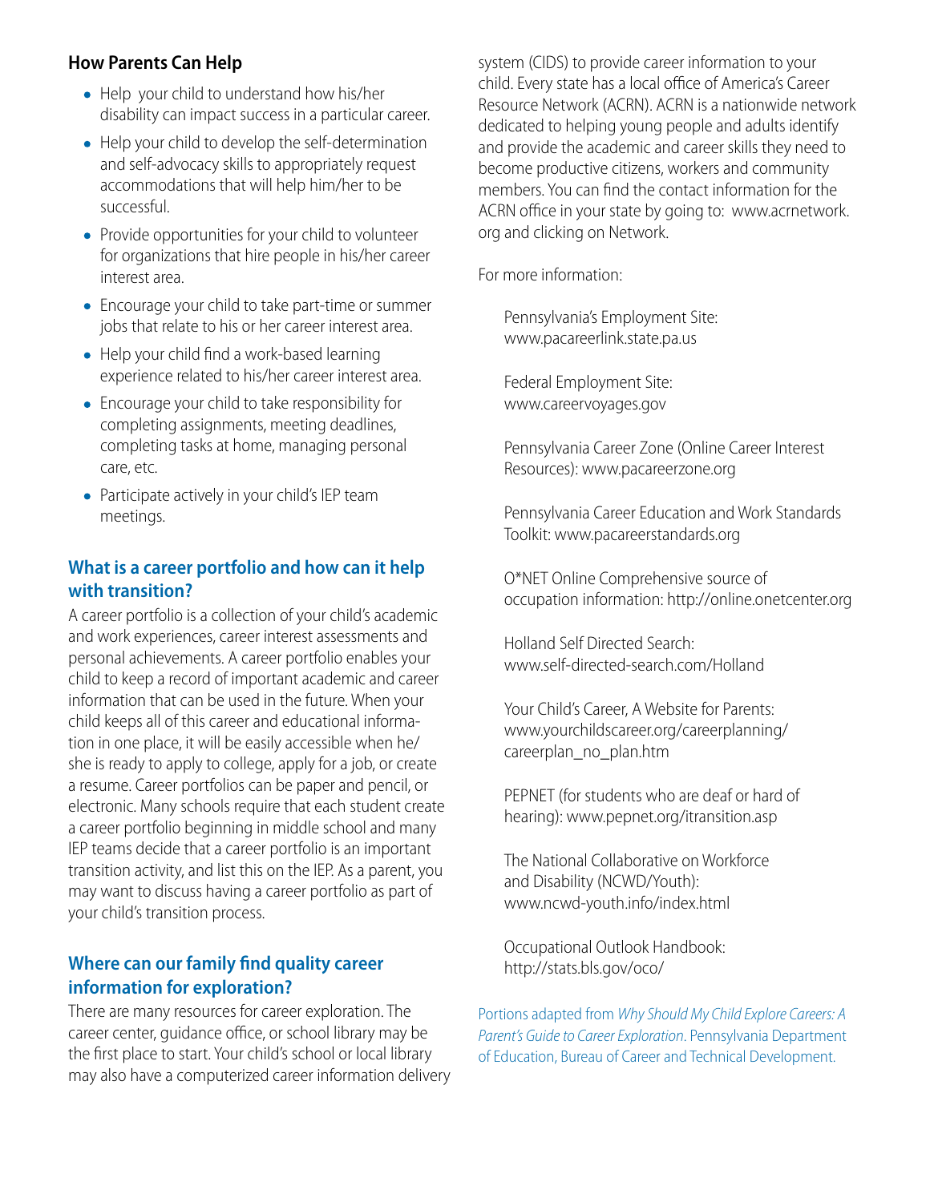### How Parents Can Help

- Help your child to understand how his/her disability can impact success in a particular career.
- Help your child to develop the self-determination and self-advocacy skills to appropriately request accommodations that will help him/her to be successful.
- Provide opportunities for your child to volunteer for organizations that hire people in his/her career interest area.
- Encourage your child to take part-time or summer jobs that relate to his or her career interest area.
- Help your child find a work-based learning experience related to his/her career interest area.
- Encourage your child to take responsibility for completing assignments, meeting deadlines, completing tasks at home, managing personal care, etc.
- Participate actively in your child's IEP team meetings.

### What is a career portfolio and how can it help with transition?

A career portfolio is a collection of your child's academic and work experiences, career interest assessments and personal achievements. A career portfolio enables your child to keep a record of important academic and career information that can be used in the future. When your child keeps all of this career and educational information in one place, it will be easily accessible when he/she is ready to apply to college, apply for a job, or create a resume. Career portfolios can be paper and pencil, or electronic. Many schools require that each student create a career portfolio beginning in middle school and many IEP teams decide that a career portfolio is an important transition activity, and list this on the IEP. As a parent, you may want to discuss having a career portfolio as part of your child's transition process.

### Where can our family find quality career information for exploration?

There are many resources for career exploration. The career center, guidance office, or school library may be the first place to start. Your child's school or local library may also have a computerized career information delivery system (CIDS) to provide career information to your child. Every state has a local office of America's Career Resource Network (ACRN). ACRN is a nationwide network dedicated to helping young people and adults identify and provide the academic and career skills they need to become productive citizens, workers and community members. You can find the contact information for the ACRN office in your state by going to: www.acrnetwork.org and clicking on Network.

For more information:

Pennsylvania's Employment Site:
www.pacareerlink.state.pa.us

Federal Employment Site:
www.careervoyages.gov

Pennsylvania Career Zone (Online Career Interest Resources): www.pacareerzone.org

Pennsylvania Career Education and Work Standards Toolkit: www.pacareerstandards.org

O*NET Online Comprehensive source of occupation information: http://online.onetcenter.org

Holland Self Directed Search:
www.self-directed-search.com/Holland

Your Child's Career, A Website for Parents:
www.yourchildscareer.org/careerplanning/careerplan_no_plan.htm

PEPNET (for students who are deaf or hard of hearing): www.pepnet.org/itransition.asp

The National Collaborative on Workforce and Disability (NCWD/Youth):
www.ncwd-youth.info/index.html

Occupational Outlook Handbook:
http://stats.bls.gov/oco/

Portions adapted from *Why Should My Child Explore Careers: A Parent's Guide to Career Exploration*. Pennsylvania Department of Education, Bureau of Career and Technical Development.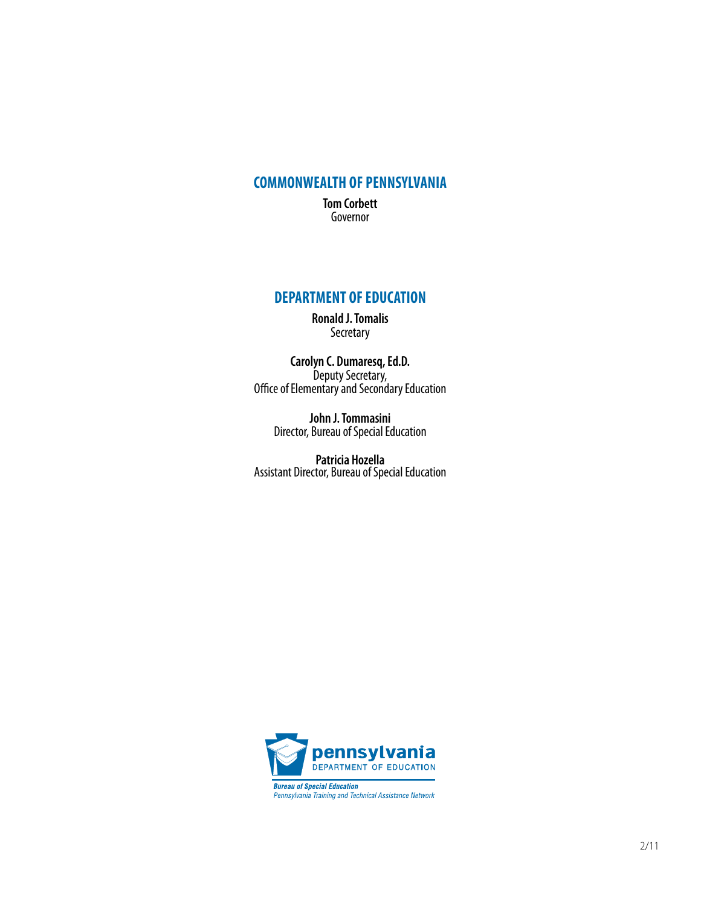## COMMONWEALTH OF PENNSYLVANIA

**Tom Corbett**
Governor

## DEPARTMENT OF EDUCATION

**Ronald J. Tomalis**
Secretary

**Carolyn C. Dumaresq, Ed.D.**
Deputy Secretary,
Office of Elementary and Secondary Education

**John J. Tommasini**
Director, Bureau of Special Education

**Patricia Hozella**
Assistant Director, Bureau of Special Education

pennsylvania
DEPARTMENT OF EDUCATION

***Bureau of Special Education***
*Pennsylvania Training and Technical Assistance Network*

2/11